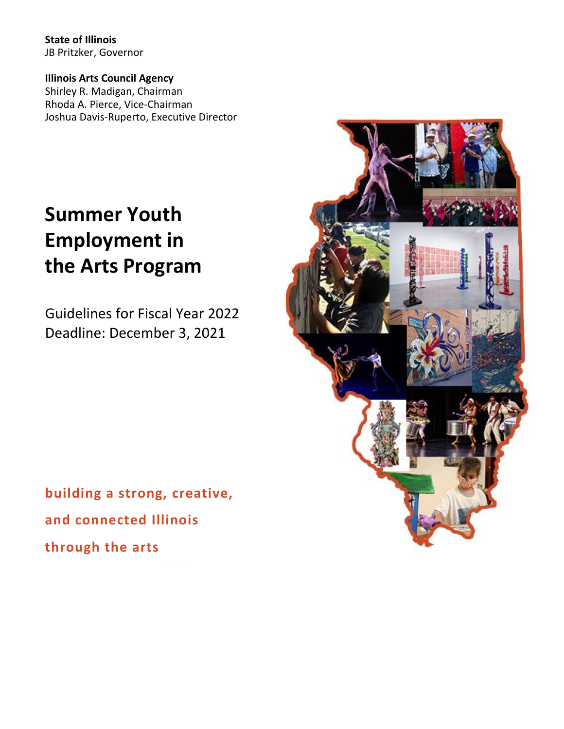**State of Illinois**
JB Pritzker, Governor

**Illinois Arts Council Agency**
Shirley R. Madigan, Chairman
Rhoda A. Pierce, Vice-Chairman
Joshua Davis-Ruperto, Executive Director

# Summer Youth Employment in the Arts Program

Guidelines for Fiscal Year 2022
Deadline: December 3, 2021

**building a strong, creative, and connected Illinois through the arts**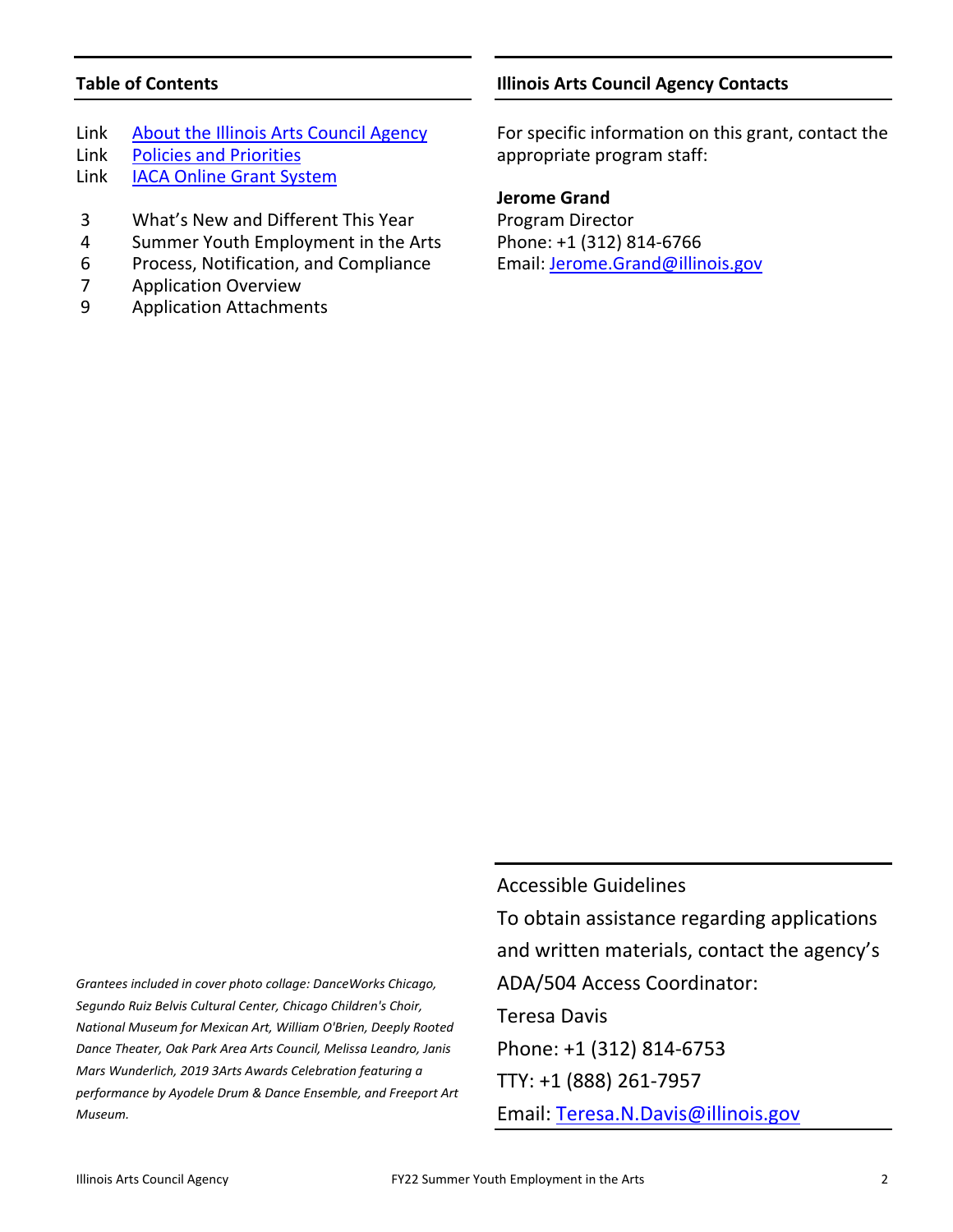## Table of Contents

| | |
|---|---|
| Link | About the Illinois Arts Council Agency |
| Link | Policies and Priorities |
| Link | IACA Online Grant System |
| 3 | What's New and Different This Year |
| 4 | Summer Youth Employment in the Arts |
| 6 | Process, Notification, and Compliance |
| 7 | Application Overview |
| 9 | Application Attachments |

## Illinois Arts Council Agency Contacts

For specific information on this grant, contact the appropriate program staff:

**Jerome Grand**
Program Director
Phone: +1 (312) 814-6766
Email: Jerome.Grand@illinois.gov

*Grantees included in cover photo collage: DanceWorks Chicago, Segundo Ruiz Belvis Cultural Center, Chicago Children's Choir, National Museum for Mexican Art, William O'Brien, Deeply Rooted Dance Theater, Oak Park Area Arts Council, Melissa Leandro, Janis Mars Wunderlich, 2019 3Arts Awards Celebration featuring a performance by Ayodele Drum & Dance Ensemble, and Freeport Art Museum.*

Accessible Guidelines

To obtain assistance regarding applications and written materials, contact the agency's ADA/504 Access Coordinator:

Teresa Davis
Phone: +1 (312) 814-6753
TTY: +1 (888) 261-7957
Email: Teresa.N.Davis@illinois.gov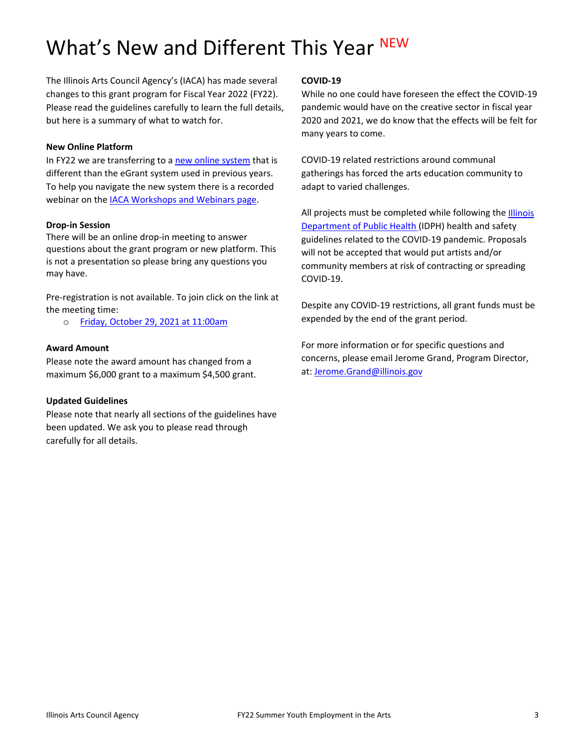# What's New and Different This Year NEW

The Illinois Arts Council Agency's (IACA) has made several changes to this grant program for Fiscal Year 2022 (FY22). Please read the guidelines carefully to learn the full details, but here is a summary of what to watch for.

**New Online Platform**

In FY22 we are transferring to a new online system that is different than the eGrant system used in previous years. To help you navigate the new system there is a recorded webinar on the IACA Workshops and Webinars page.

**Drop-in Session**

There will be an online drop-in meeting to answer questions about the grant program or new platform. This is not a presentation so please bring any questions you may have.

Pre-registration is not available. To join click on the link at the meeting time:

- Friday, October 29, 2021 at 11:00am

**Award Amount**

Please note the award amount has changed from a maximum $6,000 grant to a maximum $4,500 grant.

**Updated Guidelines**

Please note that nearly all sections of the guidelines have been updated. We ask you to please read through carefully for all details.

**COVID-19**

While no one could have foreseen the effect the COVID-19 pandemic would have on the creative sector in fiscal year 2020 and 2021, we do know that the effects will be felt for many years to come.

COVID-19 related restrictions around communal gatherings has forced the arts education community to adapt to varied challenges.

All projects must be completed while following the Illinois Department of Public Health (IDPH) health and safety guidelines related to the COVID-19 pandemic. Proposals will not be accepted that would put artists and/or community members at risk of contracting or spreading COVID-19.

Despite any COVID-19 restrictions, all grant funds must be expended by the end of the grant period.

For more information or for specific questions and concerns, please email Jerome Grand, Program Director, at: Jerome.Grand@illinois.gov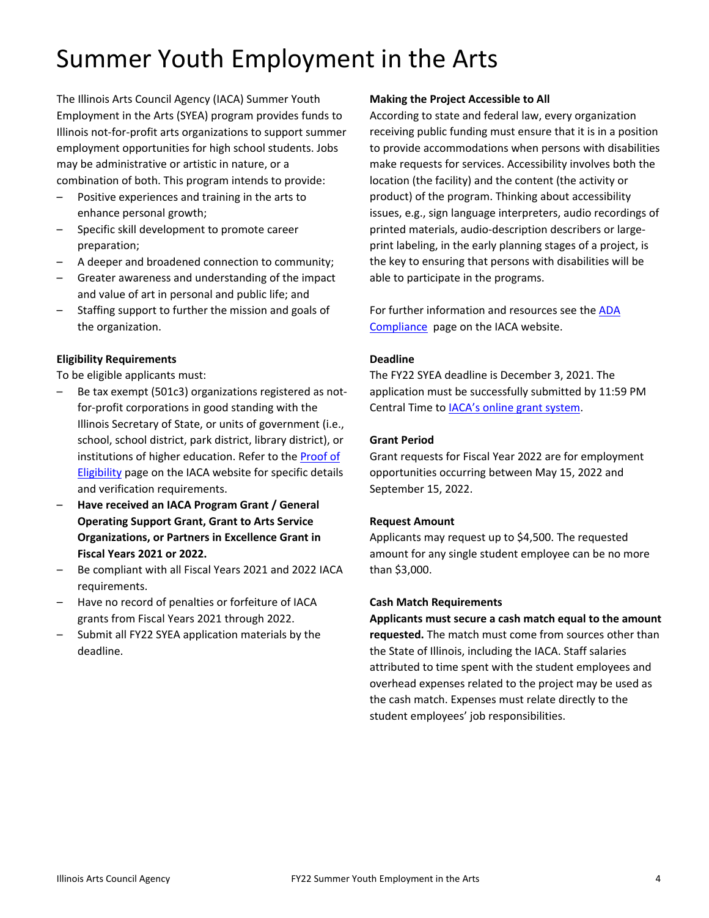# Summer Youth Employment in the Arts

The Illinois Arts Council Agency (IACA) Summer Youth Employment in the Arts (SYEA) program provides funds to Illinois not-for-profit arts organizations to support summer employment opportunities for high school students. Jobs may be administrative or artistic in nature, or a combination of both. This program intends to provide:

- Positive experiences and training in the arts to enhance personal growth;
- Specific skill development to promote career preparation;
- A deeper and broadened connection to community;
- Greater awareness and understanding of the impact and value of art in personal and public life; and
- Staffing support to further the mission and goals of the organization.

**Eligibility Requirements**

To be eligible applicants must:

- Be tax exempt (501c3) organizations registered as not-for-profit corporations in good standing with the Illinois Secretary of State, or units of government (i.e., school, school district, park district, library district), or institutions of higher education. Refer to the [Proof of Eligibility] page on the IACA website for specific details and verification requirements.
- **Have received an IACA Program Grant / General Operating Support Grant, Grant to Arts Service Organizations, or Partners in Excellence Grant in Fiscal Years 2021 or 2022.**
- Be compliant with all Fiscal Years 2021 and 2022 IACA requirements.
- Have no record of penalties or forfeiture of IACA grants from Fiscal Years 2021 through 2022.
- Submit all FY22 SYEA application materials by the deadline.

**Making the Project Accessible to All**

According to state and federal law, every organization receiving public funding must ensure that it is in a position to provide accommodations when persons with disabilities make requests for services. Accessibility involves both the location (the facility) and the content (the activity or product) of the program. Thinking about accessibility issues, e.g., sign language interpreters, audio recordings of printed materials, audio-description describers or large-print labeling, in the early planning stages of a project, is the key to ensuring that persons with disabilities will be able to participate in the programs.

For further information and resources see the [ADA Compliance] page on the IACA website.

**Deadline**

The FY22 SYEA deadline is December 3, 2021. The application must be successfully submitted by 11:59 PM Central Time to [IACA's online grant system].

**Grant Period**

Grant requests for Fiscal Year 2022 are for employment opportunities occurring between May 15, 2022 and September 15, 2022.

**Request Amount**

Applicants may request up to $4,500. The requested amount for any single student employee can be no more than $3,000.

**Cash Match Requirements**

**Applicants must secure a cash match equal to the amount requested.** The match must come from sources other than the State of Illinois, including the IACA. Staff salaries attributed to time spent with the student employees and overhead expenses related to the project may be used as the cash match. Expenses must relate directly to the student employees' job responsibilities.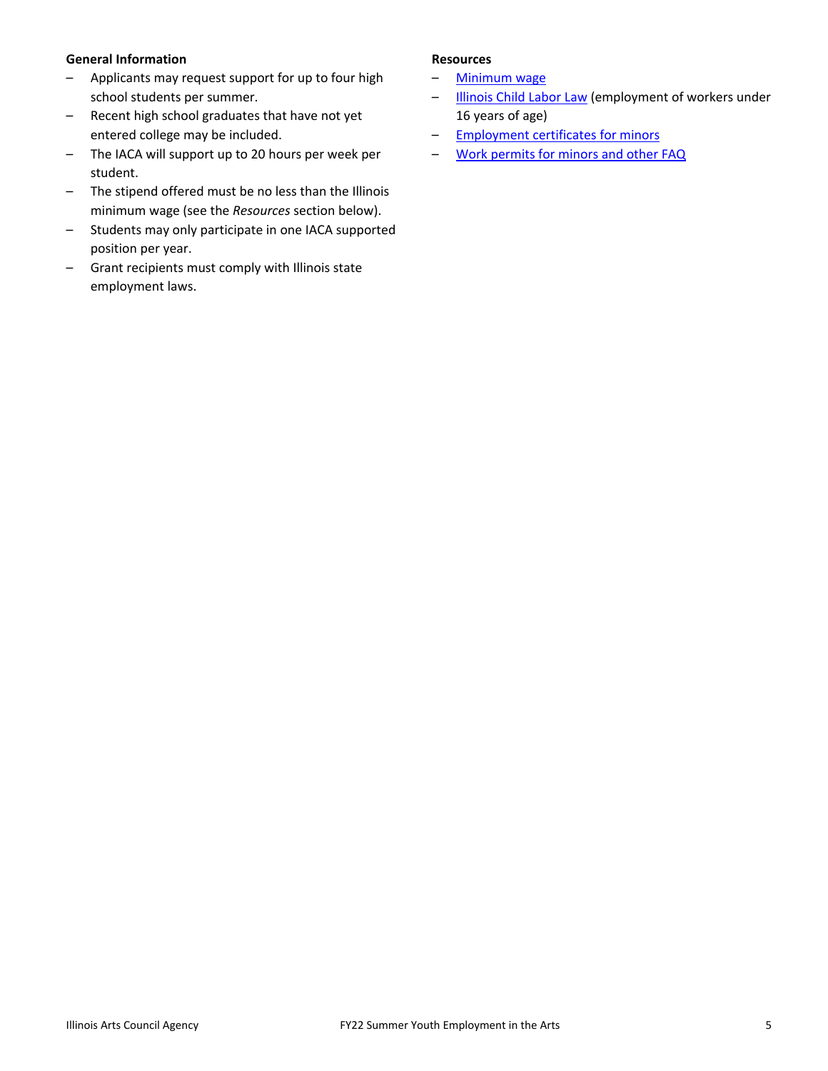**General Information**

- Applicants may request support for up to four high school students per summer.
- Recent high school graduates that have not yet entered college may be included.
- The IACA will support up to 20 hours per week per student.
- The stipend offered must be no less than the Illinois minimum wage (see the *Resources* section below).
- Students may only participate in one IACA supported position per year.
- Grant recipients must comply with Illinois state employment laws.

**Resources**

- Minimum wage
- Illinois Child Labor Law (employment of workers under 16 years of age)
- Employment certificates for minors
- Work permits for minors and other FAQ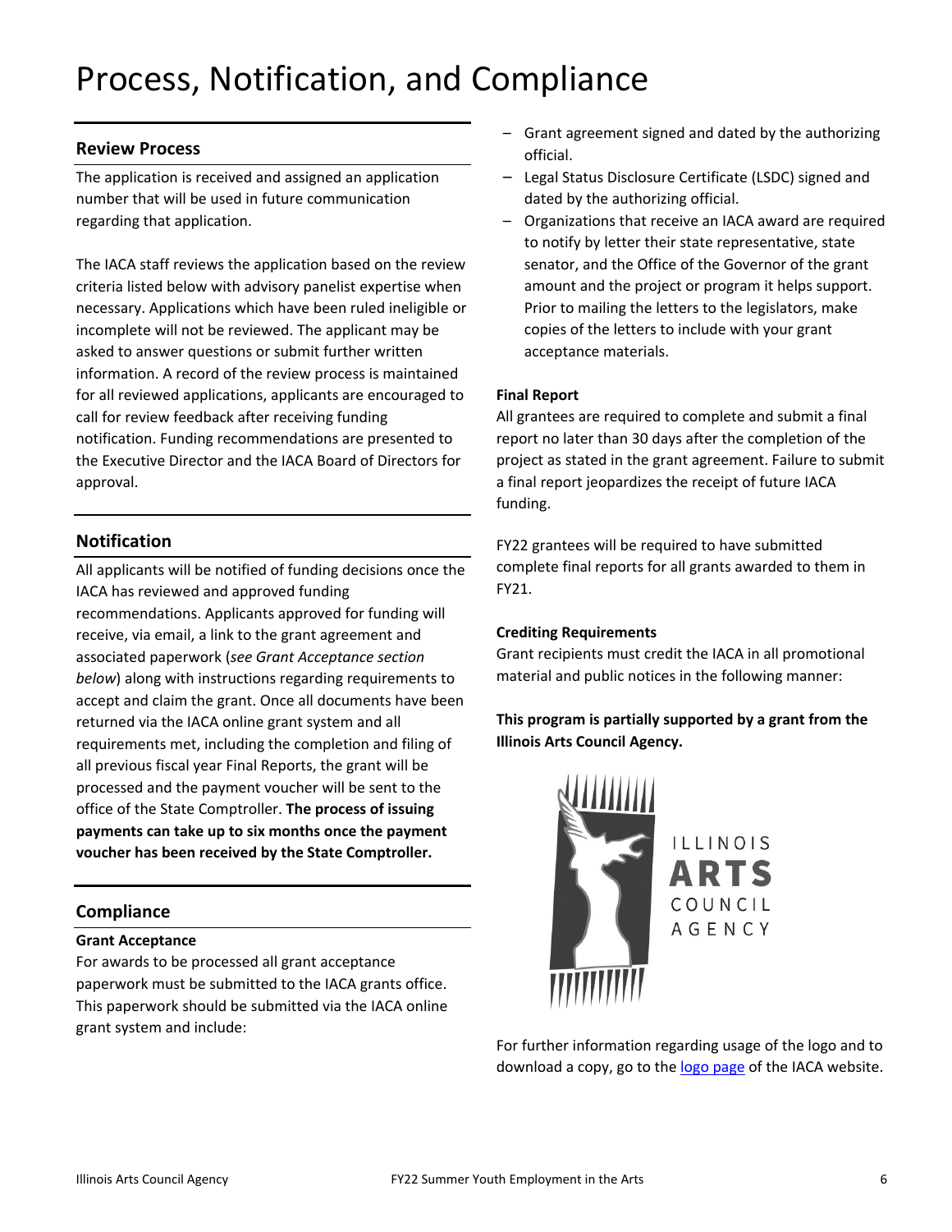# Process, Notification, and Compliance

## Review Process

The application is received and assigned an application number that will be used in future communication regarding that application.

The IACA staff reviews the application based on the review criteria listed below with advisory panelist expertise when necessary. Applications which have been ruled ineligible or incomplete will not be reviewed. The applicant may be asked to answer questions or submit further written information. A record of the review process is maintained for all reviewed applications, applicants are encouraged to call for review feedback after receiving funding notification. Funding recommendations are presented to the Executive Director and the IACA Board of Directors for approval.

## Notification

All applicants will be notified of funding decisions once the IACA has reviewed and approved funding recommendations. Applicants approved for funding will receive, via email, a link to the grant agreement and associated paperwork (*see Grant Acceptance section below*) along with instructions regarding requirements to accept and claim the grant. Once all documents have been returned via the IACA online grant system and all requirements met, including the completion and filing of all previous fiscal year Final Reports, the grant will be processed and the payment voucher will be sent to the office of the State Comptroller. **The process of issuing payments can take up to six months once the payment voucher has been received by the State Comptroller.**

## Compliance

### Grant Acceptance

For awards to be processed all grant acceptance paperwork must be submitted to the IACA grants office. This paperwork should be submitted via the IACA online grant system and include:

- Grant agreement signed and dated by the authorizing official.
- Legal Status Disclosure Certificate (LSDC) signed and dated by the authorizing official.
- Organizations that receive an IACA award are required to notify by letter their state representative, state senator, and the Office of the Governor of the grant amount and the project or program it helps support. Prior to mailing the letters to the legislators, make copies of the letters to include with your grant acceptance materials.

### Final Report

All grantees are required to complete and submit a final report no later than 30 days after the completion of the project as stated in the grant agreement. Failure to submit a final report jeopardizes the receipt of future IACA funding.

FY22 grantees will be required to have submitted complete final reports for all grants awarded to them in FY21.

### Crediting Requirements

Grant recipients must credit the IACA in all promotional material and public notices in the following manner:

**This program is partially supported by a grant from the Illinois Arts Council Agency.**

For further information regarding usage of the logo and to download a copy, go to the logo page of the IACA website.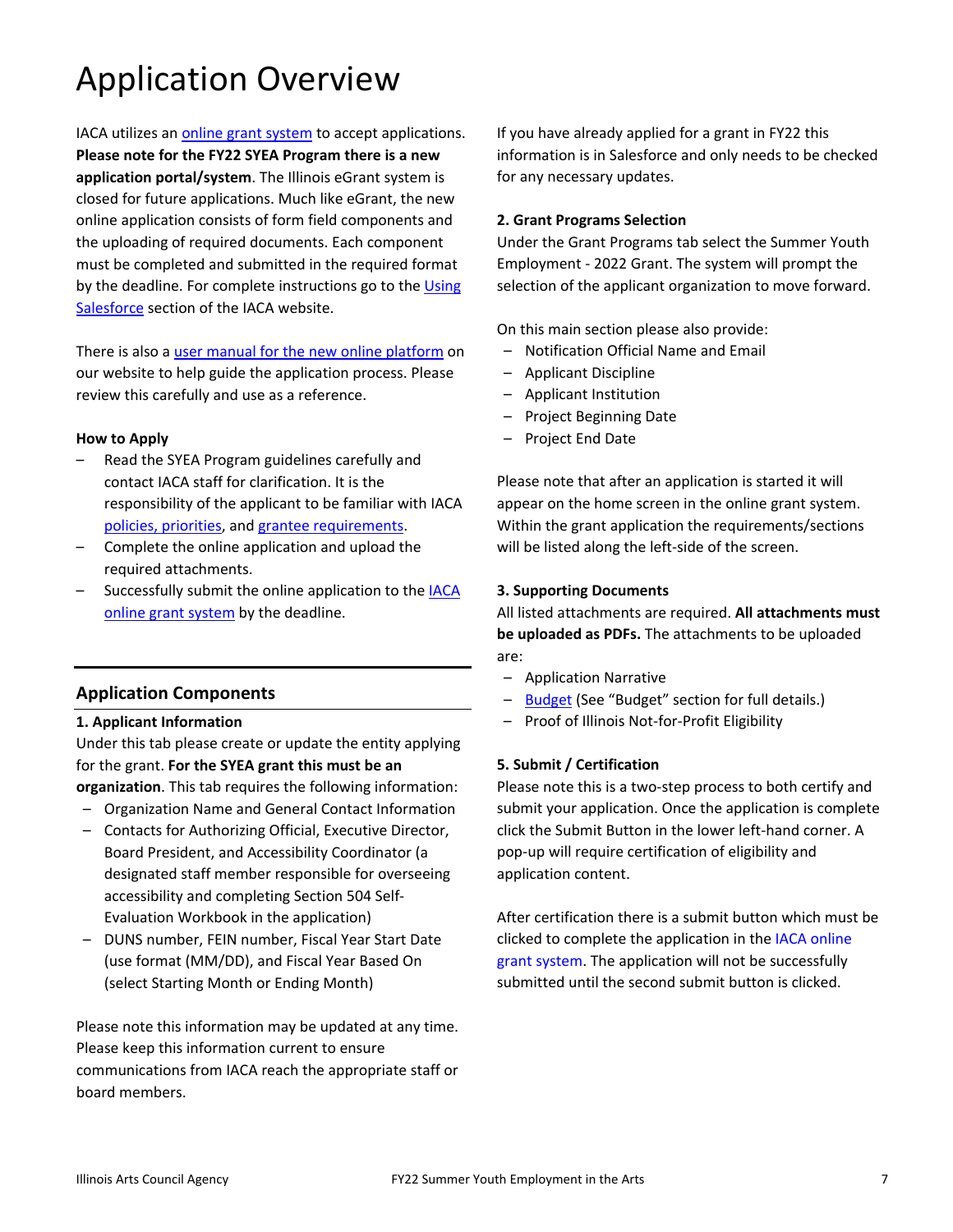# Application Overview

IACA utilizes an online grant system to accept applications. **Please note for the FY22 SYEA Program there is a new application portal/system**. The Illinois eGrant system is closed for future applications. Much like eGrant, the new online application consists of form field components and the uploading of required documents. Each component must be completed and submitted in the required format by the deadline. For complete instructions go to the Using Salesforce section of the IACA website.

There is also a user manual for the new online platform on our website to help guide the application process. Please review this carefully and use as a reference.

**How to Apply**

- Read the SYEA Program guidelines carefully and contact IACA staff for clarification. It is the responsibility of the applicant to be familiar with IACA policies, priorities, and grantee requirements.
- Complete the online application and upload the required attachments.
- Successfully submit the online application to the IACA online grant system by the deadline.

## Application Components

**1. Applicant Information**

Under this tab please create or update the entity applying for the grant. **For the SYEA grant this must be an organization**. This tab requires the following information:

- Organization Name and General Contact Information
- Contacts for Authorizing Official, Executive Director, Board President, and Accessibility Coordinator (a designated staff member responsible for overseeing accessibility and completing Section 504 Self-Evaluation Workbook in the application)
- DUNS number, FEIN number, Fiscal Year Start Date (use format (MM/DD), and Fiscal Year Based On (select Starting Month or Ending Month)

Please note this information may be updated at any time. Please keep this information current to ensure communications from IACA reach the appropriate staff or board members.

If you have already applied for a grant in FY22 this information is in Salesforce and only needs to be checked for any necessary updates.

**2. Grant Programs Selection**

Under the Grant Programs tab select the Summer Youth Employment - 2022 Grant. The system will prompt the selection of the applicant organization to move forward.

On this main section please also provide:

- Notification Official Name and Email
- Applicant Discipline
- Applicant Institution
- Project Beginning Date
- Project End Date

Please note that after an application is started it will appear on the home screen in the online grant system. Within the grant application the requirements/sections will be listed along the left-side of the screen.

**3. Supporting Documents**

All listed attachments are required. **All attachments must be uploaded as PDFs.** The attachments to be uploaded are:

- Application Narrative
- Budget (See "Budget" section for full details.)
- Proof of Illinois Not-for-Profit Eligibility

**5. Submit / Certification**

Please note this is a two-step process to both certify and submit your application. Once the application is complete click the Submit Button in the lower left-hand corner. A pop-up will require certification of eligibility and application content.

After certification there is a submit button which must be clicked to complete the application in the IACA online grant system. The application will not be successfully submitted until the second submit button is clicked.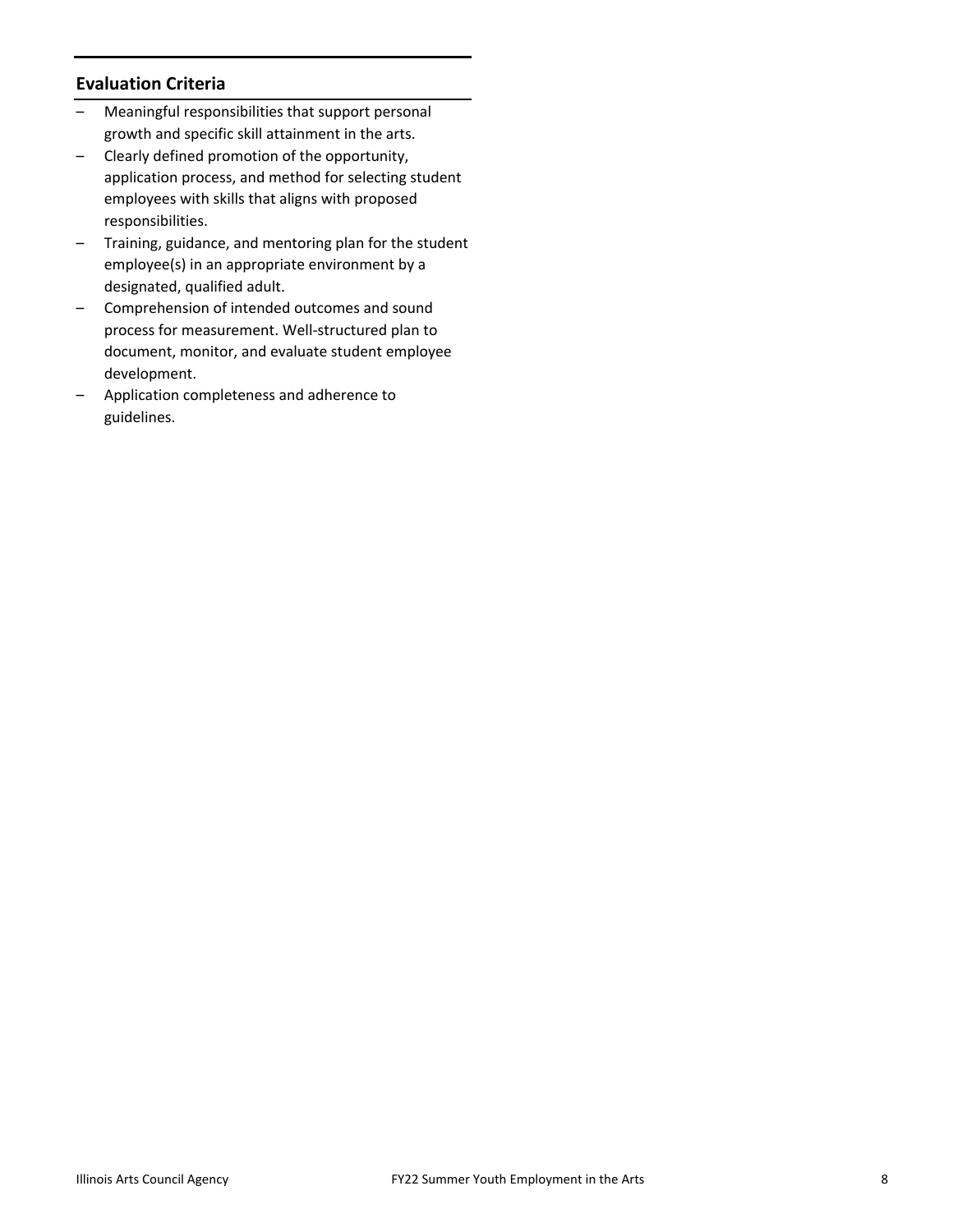## Evaluation Criteria

- Meaningful responsibilities that support personal growth and specific skill attainment in the arts.
- Clearly defined promotion of the opportunity, application process, and method for selecting student employees with skills that aligns with proposed responsibilities.
- Training, guidance, and mentoring plan for the student employee(s) in an appropriate environment by a designated, qualified adult.
- Comprehension of intended outcomes and sound process for measurement. Well-structured plan to document, monitor, and evaluate student employee development.
- Application completeness and adherence to guidelines.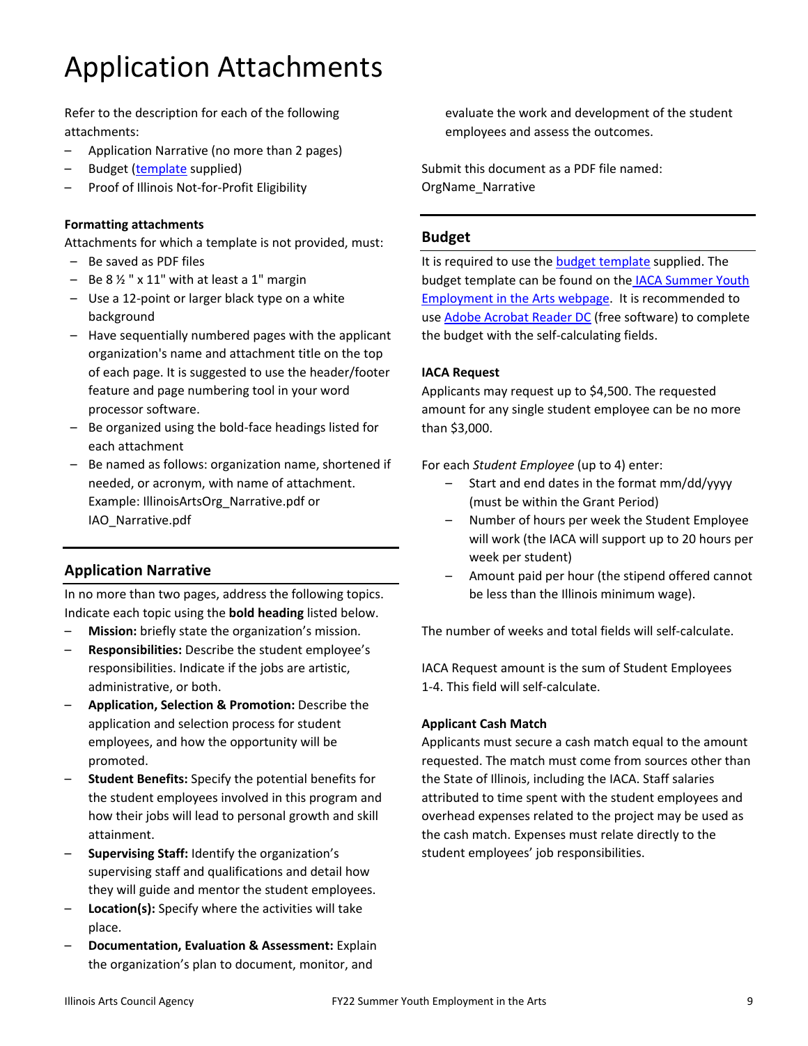# Application Attachments

Refer to the description for each of the following attachments:

- Application Narrative (no more than 2 pages)
- Budget (template supplied)
- Proof of Illinois Not-for-Profit Eligibility

**Formatting attachments**

Attachments for which a template is not provided, must:

- Be saved as PDF files
- Be 8 ½ " x 11" with at least a 1" margin
- Use a 12-point or larger black type on a white background
- Have sequentially numbered pages with the applicant organization's name and attachment title on the top of each page. It is suggested to use the header/footer feature and page numbering tool in your word processor software.
- Be organized using the bold-face headings listed for each attachment
- Be named as follows: organization name, shortened if needed, or acronym, with name of attachment. Example: IllinoisArtsOrg_Narrative.pdf or IAO_Narrative.pdf

## Application Narrative

In no more than two pages, address the following topics. Indicate each topic using the **bold heading** listed below.

- **Mission:** briefly state the organization's mission.
- **Responsibilities:** Describe the student employee's responsibilities. Indicate if the jobs are artistic, administrative, or both.
- **Application, Selection & Promotion:** Describe the application and selection process for student employees, and how the opportunity will be promoted.
- **Student Benefits:** Specify the potential benefits for the student employees involved in this program and how their jobs will lead to personal growth and skill attainment.
- **Supervising Staff:** Identify the organization's supervising staff and qualifications and detail how they will guide and mentor the student employees.
- **Location(s):** Specify where the activities will take place.
- **Documentation, Evaluation & Assessment:** Explain the organization's plan to document, monitor, and evaluate the work and development of the student employees and assess the outcomes.

Submit this document as a PDF file named: OrgName_Narrative

## Budget

It is required to use the budget template supplied. The budget template can be found on the IACA Summer Youth Employment in the Arts webpage. It is recommended to use Adobe Acrobat Reader DC (free software) to complete the budget with the self-calculating fields.

**IACA Request**

Applicants may request up to $4,500. The requested amount for any single student employee can be no more than $3,000.

For each *Student Employee* (up to 4) enter:

- Start and end dates in the format mm/dd/yyyy (must be within the Grant Period)
- Number of hours per week the Student Employee will work (the IACA will support up to 20 hours per week per student)
- Amount paid per hour (the stipend offered cannot be less than the Illinois minimum wage).

The number of weeks and total fields will self-calculate.

IACA Request amount is the sum of Student Employees 1-4. This field will self-calculate.

**Applicant Cash Match**

Applicants must secure a cash match equal to the amount requested. The match must come from sources other than the State of Illinois, including the IACA. Staff salaries attributed to time spent with the student employees and overhead expenses related to the project may be used as the cash match. Expenses must relate directly to the student employees' job responsibilities.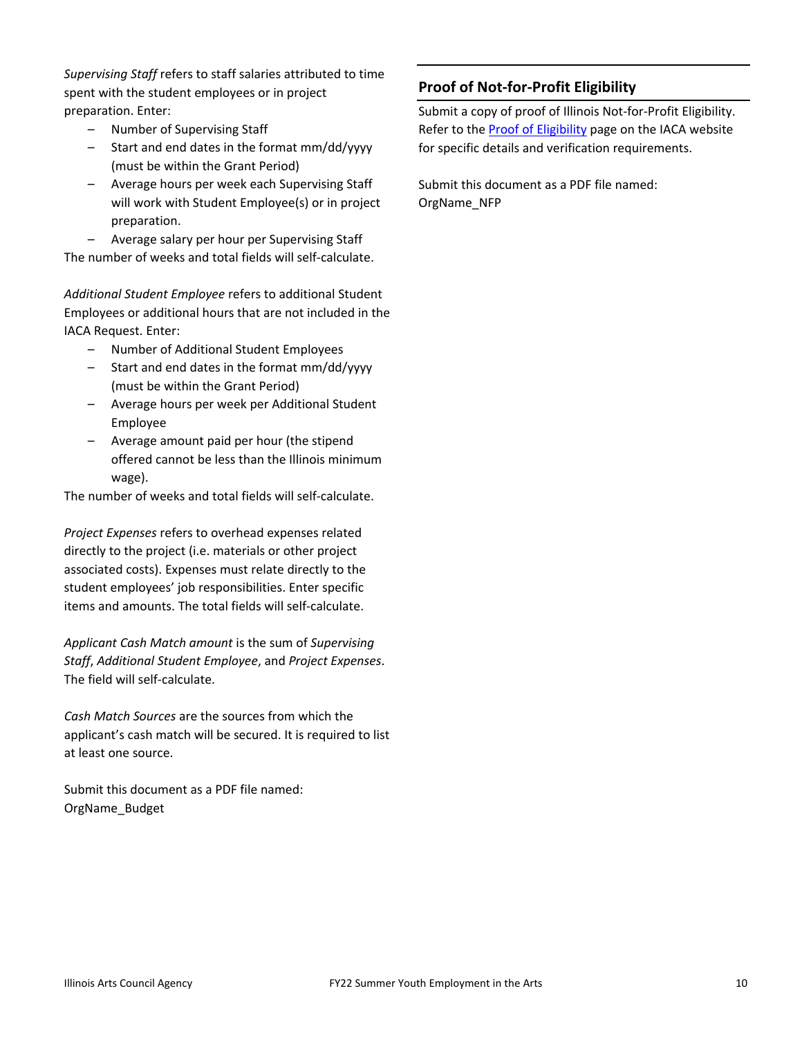*Supervising Staff* refers to staff salaries attributed to time spent with the student employees or in project preparation. Enter:

- Number of Supervising Staff
- Start and end dates in the format mm/dd/yyyy (must be within the Grant Period)
- Average hours per week each Supervising Staff will work with Student Employee(s) or in project preparation.
- Average salary per hour per Supervising Staff

The number of weeks and total fields will self-calculate.

*Additional Student Employee* refers to additional Student Employees or additional hours that are not included in the IACA Request. Enter:

- Number of Additional Student Employees
- Start and end dates in the format mm/dd/yyyy (must be within the Grant Period)
- Average hours per week per Additional Student Employee
- Average amount paid per hour (the stipend offered cannot be less than the Illinois minimum wage).

The number of weeks and total fields will self-calculate.

*Project Expenses* refers to overhead expenses related directly to the project (i.e. materials or other project associated costs). Expenses must relate directly to the student employees' job responsibilities. Enter specific items and amounts. The total fields will self-calculate.

*Applicant Cash Match amount* is the sum of *Supervising Staff*, *Additional Student Employee*, and *Project Expenses*. The field will self-calculate.

*Cash Match Sources* are the sources from which the applicant's cash match will be secured. It is required to list at least one source.

Submit this document as a PDF file named: OrgName_Budget

## Proof of Not-for-Profit Eligibility

Submit a copy of proof of Illinois Not-for-Profit Eligibility. Refer to the Proof of Eligibility page on the IACA website for specific details and verification requirements.

Submit this document as a PDF file named: OrgName_NFP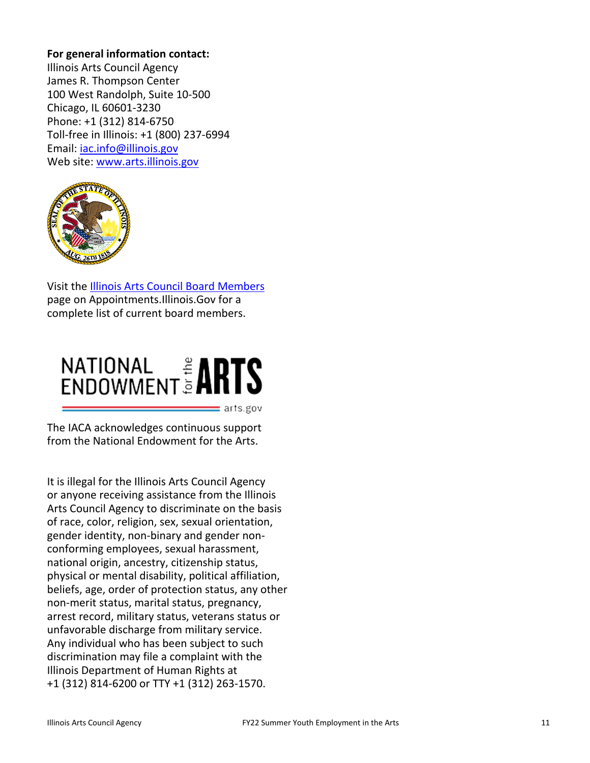**For general information contact:**
Illinois Arts Council Agency
James R. Thompson Center
100 West Randolph, Suite 10-500
Chicago, IL 60601-3230
Phone: +1 (312) 814-6750
Toll-free in Illinois: +1 (800) 237-6994
Email: iac.info@illinois.gov
Web site: www.arts.illinois.gov

Visit the Illinois Arts Council Board Members page on Appointments.Illinois.Gov for a complete list of current board members.

The IACA acknowledges continuous support from the National Endowment for the Arts.

It is illegal for the Illinois Arts Council Agency or anyone receiving assistance from the Illinois Arts Council Agency to discriminate on the basis of race, color, religion, sex, sexual orientation, gender identity, non-binary and gender non-conforming employees, sexual harassment, national origin, ancestry, citizenship status, physical or mental disability, political affiliation, beliefs, age, order of protection status, any other non-merit status, marital status, pregnancy, arrest record, military status, veterans status or unfavorable discharge from military service. Any individual who has been subject to such discrimination may file a complaint with the Illinois Department of Human Rights at +1 (312) 814-6200 or TTY +1 (312) 263-1570.